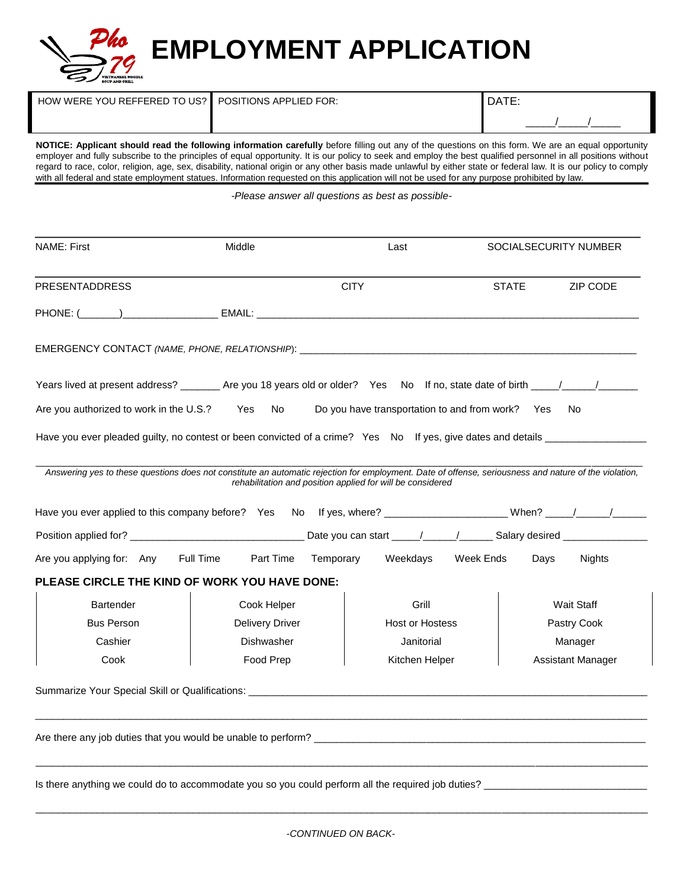# EMPLOYMENT APPLICATION

| HOW WERE YOU REFFERED TO US? | POSITIONS APPLIED FOR: | DATE: \_\_\_\_/\_\_\_\_/\_\_\_\_ |
|---|---|---|
| | | |

**NOTICE: Applicant should read the following information carefully** before filling out any of the questions on this form. We are an equal opportunity employer and fully subscribe to the principles of equal opportunity. It is our policy to seek and employ the best qualified personnel in all positions without regard to race, color, religion, age, sex, disability, national origin or any other basis made unlawful by either state or federal law. It is our policy to comply with all federal and state employment statues. Information requested on this application will not be used for any purpose prohibited by law.

*-Please answer all questions as best as possible-*

NAME: First Middle Last SOCIALSECURITY NUMBER

PRESENTADDRESS CITY STATE ZIP CODE

PHONE: (\_\_\_\_\_\_\_)\_\_\_\_\_\_\_\_\_\_\_\_\_\_\_\_ EMAIL: \_\_\_\_\_\_\_\_\_\_\_\_\_\_\_\_\_\_\_\_\_\_\_\_\_\_\_\_\_\_\_\_\_\_\_\_\_\_\_\_

EMERGENCY CONTACT *(NAME, PHONE, RELATIONSHIP)*: \_\_\_\_\_\_\_\_\_\_\_\_\_\_\_\_\_\_\_\_\_\_\_\_\_\_\_\_\_\_\_\_\_\_\_\_\_\_\_\_

Years lived at present address? \_\_\_\_\_\_\_ Are you 18 years old or older? Yes No If no, state date of birth \_\_\_\_/\_\_\_\_\_/\_\_\_\_\_\_

Are you authorized to work in the U.S.? Yes No Do you have transportation to and from work? Yes No

Have you ever pleaded guilty, no contest or been convicted of a crime? Yes No If yes, give dates and details \_\_\_\_\_\_\_\_\_\_\_\_\_\_\_\_\_

\_\_\_\_\_\_\_\_\_\_\_\_\_\_\_\_\_\_\_\_\_\_\_\_\_\_\_\_\_\_\_\_\_\_\_\_\_\_\_\_\_\_\_\_\_\_\_\_\_\_\_\_\_\_\_\_\_\_\_\_\_\_\_\_\_\_\_\_\_\_\_\_\_\_\_\_\_\_\_\_\_\_\_\_

*Answering yes to these questions does not constitute an automatic rejection for employment. Date of offense, seriousness and nature of the violation, rehabilitation and position applied for will be considered*

Have you ever applied to this company before? Yes No If yes, where? \_\_\_\_\_\_\_\_\_\_\_\_\_\_\_\_\_\_\_\_\_ When? \_\_\_\_/\_\_\_\_\_/\_\_\_\_\_

Position applied for? \_\_\_\_\_\_\_\_\_\_\_\_\_\_\_\_\_\_\_\_\_\_\_\_\_\_\_\_\_\_ Date you can start \_\_\_\_\_/\_\_\_\_\_/\_\_\_\_\_ Salary desired \_\_\_\_\_\_\_\_\_\_\_\_\_\_\_

Are you applying for: Any Full Time Part Time Temporary Weekdays Week Ends Days Nights

**PLEASE CIRCLE THE KIND OF WORK YOU HAVE DONE:**

| | | | |
|---|---|---|---|
| Bartender | Cook Helper | Grill | Wait Staff |
| Bus Person | Delivery Driver | Host or Hostess | Pastry Cook |
| Cashier | Dishwasher | Janitorial | Manager |
| Cook | Food Prep | Kitchen Helper | Assistant Manager |

Summarize Your Special Skill or Qualifications: \_\_\_\_\_\_\_\_\_\_\_\_\_\_\_\_\_\_\_\_\_\_\_\_\_\_\_\_\_\_\_\_\_\_\_\_\_\_\_\_\_\_\_\_\_\_\_\_

\_\_\_\_\_\_\_\_\_\_\_\_\_\_\_\_\_\_\_\_\_\_\_\_\_\_\_\_\_\_\_\_\_\_\_\_\_\_\_\_\_\_\_\_\_\_\_\_\_\_\_\_\_\_\_\_\_\_\_\_\_\_\_\_\_\_\_\_\_\_\_\_\_\_\_\_\_\_\_\_\_\_\_\_

Are there any job duties that you would be unable to perform? \_\_\_\_\_\_\_\_\_\_\_\_\_\_\_\_\_\_\_\_\_\_\_\_\_\_\_\_\_\_\_\_\_\_\_\_\_\_\_\_

\_\_\_\_\_\_\_\_\_\_\_\_\_\_\_\_\_\_\_\_\_\_\_\_\_\_\_\_\_\_\_\_\_\_\_\_\_\_\_\_\_\_\_\_\_\_\_\_\_\_\_\_\_\_\_\_\_\_\_\_\_\_\_\_\_\_\_\_\_\_\_\_\_\_\_\_\_\_\_\_\_\_\_\_

Is there anything we could do to accommodate you so you could perform all the required job duties? \_\_\_\_\_\_\_\_\_\_\_\_\_\_\_\_\_\_\_\_\_\_\_\_\_\_\_\_

\_\_\_\_\_\_\_\_\_\_\_\_\_\_\_\_\_\_\_\_\_\_\_\_\_\_\_\_\_\_\_\_\_\_\_\_\_\_\_\_\_\_\_\_\_\_\_\_\_\_\_\_\_\_\_\_\_\_\_\_\_\_\_\_\_\_\_\_\_\_\_\_\_\_\_\_\_\_\_\_\_\_\_\_

*-CONTINUED ON BACK-*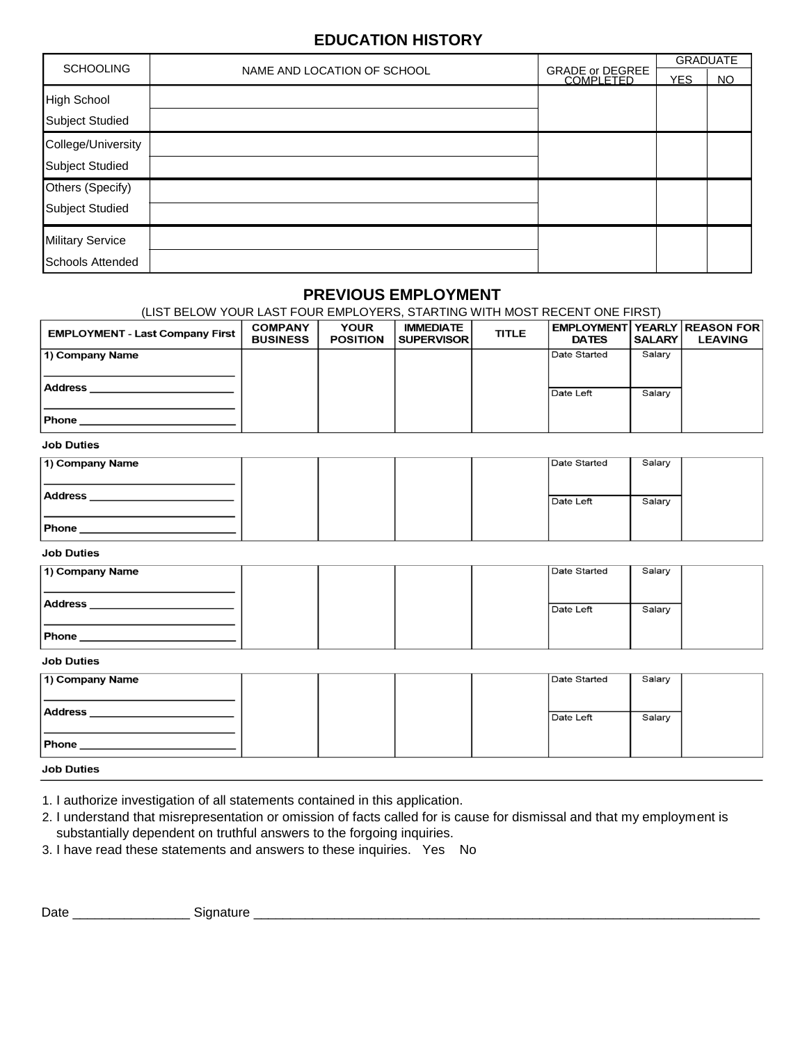## EDUCATION HISTORY

| SCHOOLING | NAME AND LOCATION OF SCHOOL | GRADE or DEGREE COMPLETED | GRADUATE | |
|---|---|---|---|---|
| | | | YES | NO |
| High School | | | | |
| Subject Studied | | | | |
| College/University | | | | |
| Subject Studied | | | | |
| Others (Specify) | | | | |
| Subject Studied | | | | |
| Military Service | | | | |
| Schools Attended | | | | |

## PREVIOUS EMPLOYMENT

(LIST BELOW YOUR LAST FOUR EMPLOYERS, STARTING WITH MOST RECENT ONE FIRST)

| EMPLOYMENT - Last Company First | COMPANY BUSINESS | YOUR POSITION | IMMEDIATE SUPERVISOR | TITLE | EMPLOYMENT DATES | YEARLY SALARY | REASON FOR LEAVING |
|---|---|---|---|---|---|---|---|
| 1) Company Name ____ Address ____ Phone ____ | | | | | Date Started | Salary | |
| | | | | | Date Left | Salary | |

**Job Duties**

| EMPLOYMENT - Last Company First | COMPANY BUSINESS | YOUR POSITION | IMMEDIATE SUPERVISOR | TITLE | EMPLOYMENT DATES | YEARLY SALARY | REASON FOR LEAVING |
|---|---|---|---|---|---|---|---|
| 1) Company Name ____ Address ____ Phone ____ | | | | | Date Started | Salary | |
| | | | | | Date Left | Salary | |

**Job Duties**

| EMPLOYMENT - Last Company First | COMPANY BUSINESS | YOUR POSITION | IMMEDIATE SUPERVISOR | TITLE | EMPLOYMENT DATES | YEARLY SALARY | REASON FOR LEAVING |
|---|---|---|---|---|---|---|---|
| 1) Company Name ____ Address ____ Phone ____ | | | | | Date Started | Salary | |
| | | | | | Date Left | Salary | |

**Job Duties**

| EMPLOYMENT - Last Company First | COMPANY BUSINESS | YOUR POSITION | IMMEDIATE SUPERVISOR | TITLE | EMPLOYMENT DATES | YEARLY SALARY | REASON FOR LEAVING |
|---|---|---|---|---|---|---|---|
| 1) Company Name ____ Address ____ Phone ____ | | | | | Date Started | Salary | |
| | | | | | Date Left | Salary | |

**Job Duties**

1. I authorize investigation of all statements contained in this application.
2. I understand that misrepresentation or omission of facts called for is cause for dismissal and that my employment is substantially dependent on truthful answers to the forgoing inquiries.
3. I have read these statements and answers to these inquiries. Yes No

Date ________________ Signature ________________________________________________